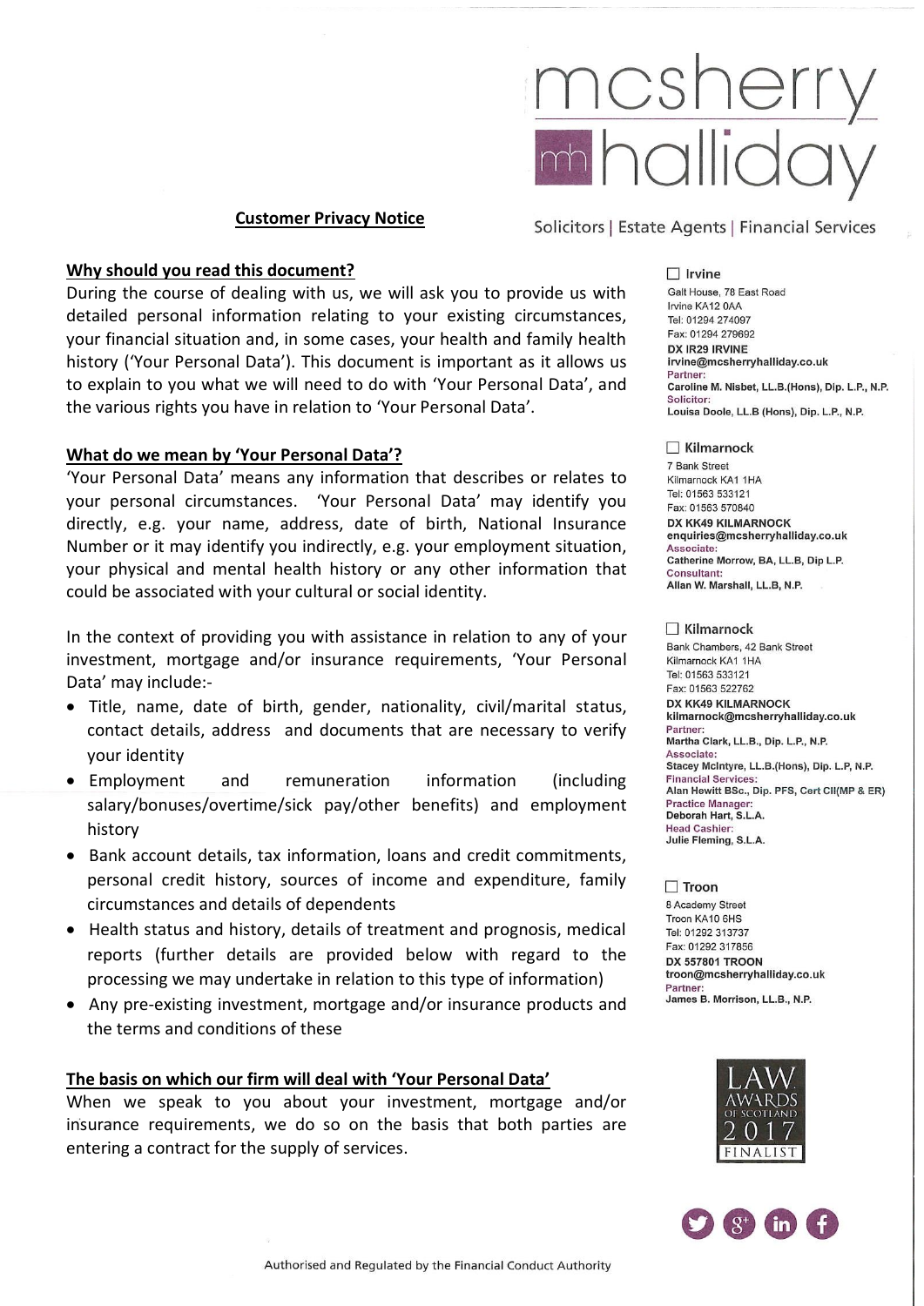mcsherry halliday

Solicitors | Estate Agents | Financial Services

## Customer Privacy Notice

### Why should you read this document?

During the course of dealing with us, we will ask you to provide us with detailed personal information relating to your existing circumstances, your financial situation and, in some cases, your health and family health history ('Your Personal Data'). This document is important as it allows us to explain to you what we will need to do with 'Your Personal Data', and the various rights you have in relation to 'Your Personal Data'.

### What do we mean by 'Your Personal Data'?

'Your Personal Data' means any information that describes or relates to your personal circumstances. 'Your Personal Data' may identify you directly, e.g. your name, address, date of birth, National Insurance Number or it may identify you indirectly, e.g. your employment situation, your physical and mental health history or any other information that could be associated with your cultural or social identity.

In the context of providing you with assistance in relation to any of your investment, mortgage and/or insurance requirements, 'Your Personal Data' may include:-

- Title, name, date of birth, gender, nationality, civil/marital status, contact details, address and documents that are necessary to verify your identity
- Employment and remuneration information (including salary/bonuses/overtime/sick pay/other benefits) and employment history
- Bank account details, tax information, loans and credit commitments, personal credit history, sources of income and expenditure, family circumstances and details of dependents
- Health status and history, details of treatment and prognosis, medical reports (further details are provided below with regard to the processing we may undertake in relation to this type of information)
- Any pre-existing investment, mortgage and/or insurance products and the terms and conditions of these

### The basis on which our firm will deal with 'Your Personal Data'

When we speak to you about your investment, mortgage and/or insurance requirements, we do so on the basis that both parties are entering a contract for the supply of services.

☐ **Irvine**
Galt House, 78 East Road
Irvine KA12 0AA
Tel: 01294 274097
Fax: 01294 279692
**DX IR29 IRVINE**
**irvine@mcsherryhalliday.co.uk**
Partner:
**Caroline M. Nisbet, LL.B.(Hons), Dip. L.P., N.P.**
Solicitor:
**Louisa Doole, LL.B (Hons), Dip. L.P., N.P**

☐ **Kilmarnock**
7 Bank Street
Kilmarnock KA1 1HA
Tel: 01563 533121
Fax: 01563 570840
**DX KK49 KILMARNOCK**
**enquiries@mcsherryhalliday.co.uk**
Associate:
**Catherine Morrow, BA, LL.B, Dip L.P.**
Consultant:
**Allan W. Marshall, LL.B, N.P.**

☐ **Kilmarnock**
Bank Chambers, 42 Bank Street
Kilmarnock KA1 1HA
Tel: 01563 533121
Fax: 01563 522762
**DX KK49 KILMARNOCK**
**kilmarnock@mcsherryhalliday.co.uk**
Partner:
**Martha Clark, LL.B., Dip. L.P., N.P.**
Associate:
**Stacey McIntyre, LL.B.(Hons), Dip. L.P, N.P.**
Financial Services:
**Alan Hewitt BSc., Dip. PFS, Cert CII(MP & ER)**
Practice Manager:
**Deborah Hart, S.L.A.**
Head Cashier:
**Julie Fleming, S.L.A.**

☐ **Troon**
8 Academy Street
Troon KA10 6HS
Tel: 01292 313737
Fax: 01292 317856
**DX 557801 TROON**
**troon@mcsherryhalliday.co.uk**
Partner:
**James B. Morrison, LL.B., N.P.**

LAW AWARDS OF SCOTLAND 2017 FINALIST

Authorised and Regulated by the Financial Conduct Authority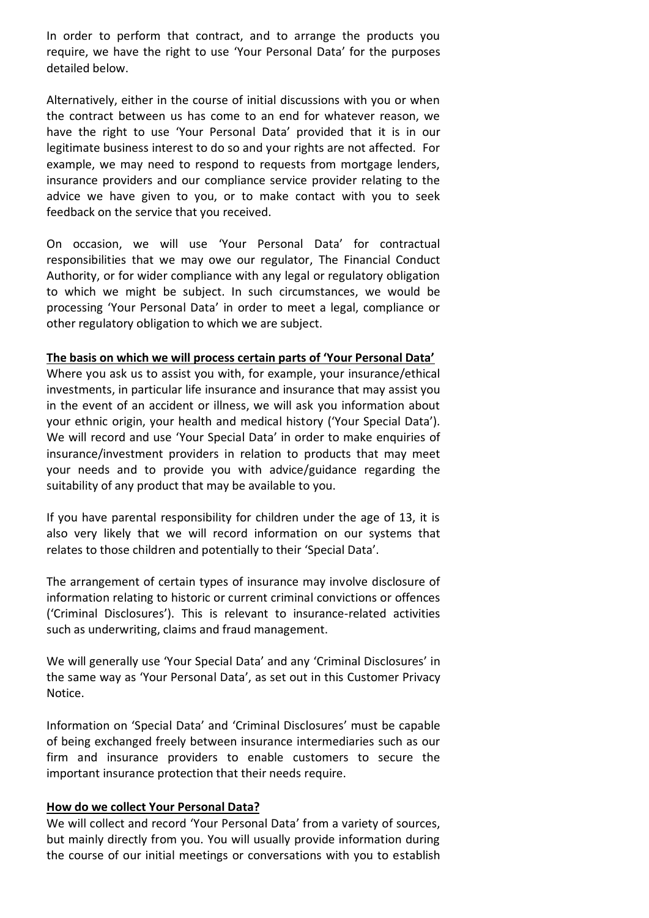In order to perform that contract, and to arrange the products you require, we have the right to use 'Your Personal Data' for the purposes detailed below.

Alternatively, either in the course of initial discussions with you or when the contract between us has come to an end for whatever reason, we have the right to use 'Your Personal Data' provided that it is in our legitimate business interest to do so and your rights are not affected. For example, we may need to respond to requests from mortgage lenders, insurance providers and our compliance service provider relating to the advice we have given to you, or to make contact with you to seek feedback on the service that you received.

On occasion, we will use 'Your Personal Data' for contractual responsibilities that we may owe our regulator, The Financial Conduct Authority, or for wider compliance with any legal or regulatory obligation to which we might be subject. In such circumstances, we would be processing 'Your Personal Data' in order to meet a legal, compliance or other regulatory obligation to which we are subject.

**The basis on which we will process certain parts of 'Your Personal Data'**

Where you ask us to assist you with, for example, your insurance/ethical investments, in particular life insurance and insurance that may assist you in the event of an accident or illness, we will ask you information about your ethnic origin, your health and medical history ('Your Special Data'). We will record and use 'Your Special Data' in order to make enquiries of insurance/investment providers in relation to products that may meet your needs and to provide you with advice/guidance regarding the suitability of any product that may be available to you.

If you have parental responsibility for children under the age of 13, it is also very likely that we will record information on our systems that relates to those children and potentially to their 'Special Data'.

The arrangement of certain types of insurance may involve disclosure of information relating to historic or current criminal convictions or offences ('Criminal Disclosures'). This is relevant to insurance-related activities such as underwriting, claims and fraud management.

We will generally use 'Your Special Data' and any 'Criminal Disclosures' in the same way as 'Your Personal Data', as set out in this Customer Privacy Notice.

Information on 'Special Data' and 'Criminal Disclosures' must be capable of being exchanged freely between insurance intermediaries such as our firm and insurance providers to enable customers to secure the important insurance protection that their needs require.

**How do we collect Your Personal Data?**

We will collect and record 'Your Personal Data' from a variety of sources, but mainly directly from you. You will usually provide information during the course of our initial meetings or conversations with you to establish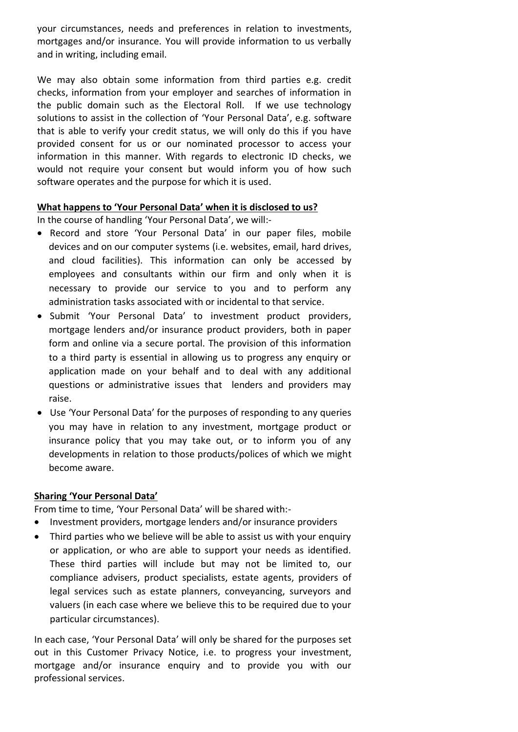your circumstances, needs and preferences in relation to investments, mortgages and/or insurance. You will provide information to us verbally and in writing, including email.

We may also obtain some information from third parties e.g. credit checks, information from your employer and searches of information in the public domain such as the Electoral Roll. If we use technology solutions to assist in the collection of 'Your Personal Data', e.g. software that is able to verify your credit status, we will only do this if you have provided consent for us or our nominated processor to access your information in this manner. With regards to electronic ID checks, we would not require your consent but would inform you of how such software operates and the purpose for which it is used.

**What happens to 'Your Personal Data' when it is disclosed to us?**

In the course of handling 'Your Personal Data', we will:-

- Record and store 'Your Personal Data' in our paper files, mobile devices and on our computer systems (i.e. websites, email, hard drives, and cloud facilities). This information can only be accessed by employees and consultants within our firm and only when it is necessary to provide our service to you and to perform any administration tasks associated with or incidental to that service.
- Submit 'Your Personal Data' to investment product providers, mortgage lenders and/or insurance product providers, both in paper form and online via a secure portal. The provision of this information to a third party is essential in allowing us to progress any enquiry or application made on your behalf and to deal with any additional questions or administrative issues that lenders and providers may raise.
- Use 'Your Personal Data' for the purposes of responding to any queries you may have in relation to any investment, mortgage product or insurance policy that you may take out, or to inform you of any developments in relation to those products/polices of which we might become aware.

**Sharing 'Your Personal Data'**

From time to time, 'Your Personal Data' will be shared with:-

- Investment providers, mortgage lenders and/or insurance providers
- Third parties who we believe will be able to assist us with your enquiry or application, or who are able to support your needs as identified. These third parties will include but may not be limited to, our compliance advisers, product specialists, estate agents, providers of legal services such as estate planners, conveyancing, surveyors and valuers (in each case where we believe this to be required due to your particular circumstances).

In each case, 'Your Personal Data' will only be shared for the purposes set out in this Customer Privacy Notice, i.e. to progress your investment, mortgage and/or insurance enquiry and to provide you with our professional services.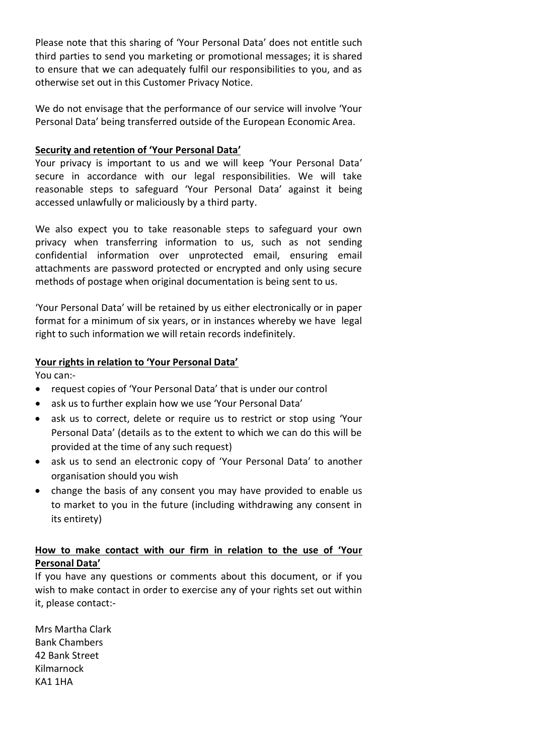Please note that this sharing of 'Your Personal Data' does not entitle such third parties to send you marketing or promotional messages; it is shared to ensure that we can adequately fulfil our responsibilities to you, and as otherwise set out in this Customer Privacy Notice.

We do not envisage that the performance of our service will involve 'Your Personal Data' being transferred outside of the European Economic Area.

**Security and retention of 'Your Personal Data'**

Your privacy is important to us and we will keep 'Your Personal Data' secure in accordance with our legal responsibilities. We will take reasonable steps to safeguard 'Your Personal Data' against it being accessed unlawfully or maliciously by a third party.

We also expect you to take reasonable steps to safeguard your own privacy when transferring information to us, such as not sending confidential information over unprotected email, ensuring email attachments are password protected or encrypted and only using secure methods of postage when original documentation is being sent to us.

'Your Personal Data' will be retained by us either electronically or in paper format for a minimum of six years, or in instances whereby we have legal right to such information we will retain records indefinitely.

**Your rights in relation to 'Your Personal Data'**

You can:-

- request copies of 'Your Personal Data' that is under our control
- ask us to further explain how we use 'Your Personal Data'
- ask us to correct, delete or require us to restrict or stop using 'Your Personal Data' (details as to the extent to which we can do this will be provided at the time of any such request)
- ask us to send an electronic copy of 'Your Personal Data' to another organisation should you wish
- change the basis of any consent you may have provided to enable us to market to you in the future (including withdrawing any consent in its entirety)

**How to make contact with our firm in relation to the use of 'Your Personal Data'**

If you have any questions or comments about this document, or if you wish to make contact in order to exercise any of your rights set out within it, please contact:-

Mrs Martha Clark
Bank Chambers
42 Bank Street
Kilmarnock
KA1 1HA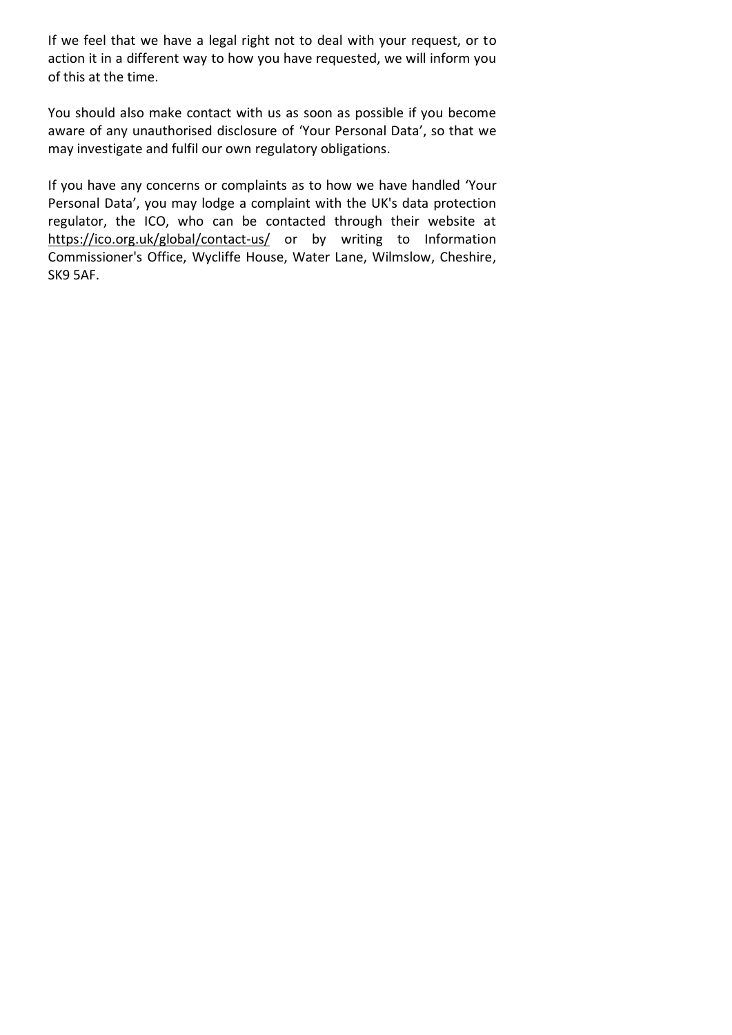If we feel that we have a legal right not to deal with your request, or to action it in a different way to how you have requested, we will inform you of this at the time.

You should also make contact with us as soon as possible if you become aware of any unauthorised disclosure of 'Your Personal Data', so that we may investigate and fulfil our own regulatory obligations.

If you have any concerns or complaints as to how we have handled 'Your Personal Data', you may lodge a complaint with the UK's data protection regulator, the ICO, who can be contacted through their website at https://ico.org.uk/global/contact-us/ or by writing to Information Commissioner's Office, Wycliffe House, Water Lane, Wilmslow, Cheshire, SK9 5AF.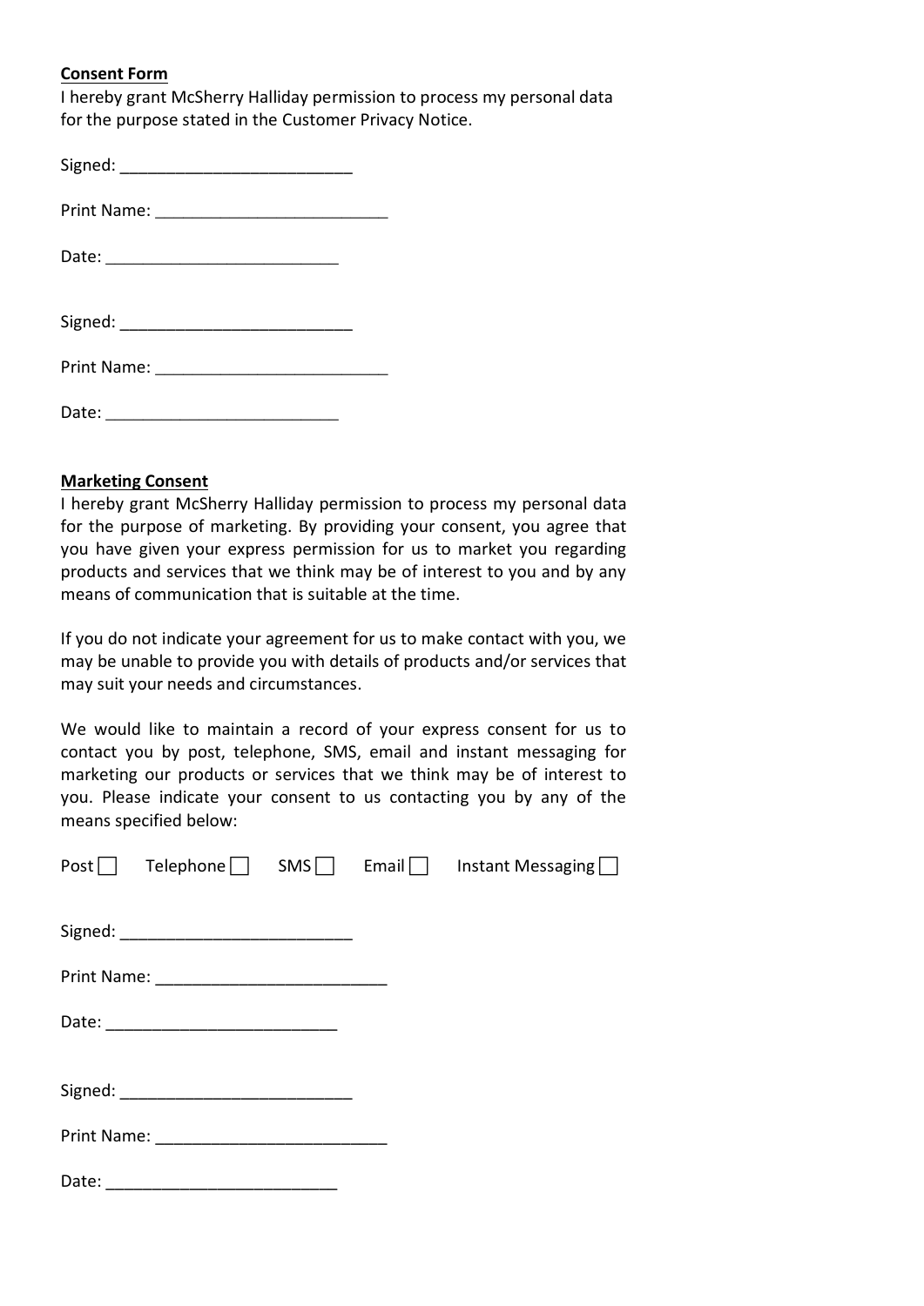**Consent Form**

I hereby grant McSherry Halliday permission to process my personal data for the purpose stated in the Customer Privacy Notice.

Signed: _________________________

Print Name: _________________________

Date: _________________________

Signed: _________________________

Print Name: _________________________

Date: _________________________

**Marketing Consent**

I hereby grant McSherry Halliday permission to process my personal data for the purpose of marketing. By providing your consent, you agree that you have given your express permission for us to market you regarding products and services that we think may be of interest to you and by any means of communication that is suitable at the time.

If you do not indicate your agreement for us to make contact with you, we may be unable to provide you with details of products and/or services that may suit your needs and circumstances.

We would like to maintain a record of your express consent for us to contact you by post, telephone, SMS, email and instant messaging for marketing our products or services that we think may be of interest to you. Please indicate your consent to us contacting you by any of the means specified below:

Post ☐ Telephone ☐ SMS ☐ Email ☐ Instant Messaging ☐

Signed: _________________________

Print Name: _________________________

Date: _________________________

Signed: _________________________

Print Name: _________________________

Date: _________________________